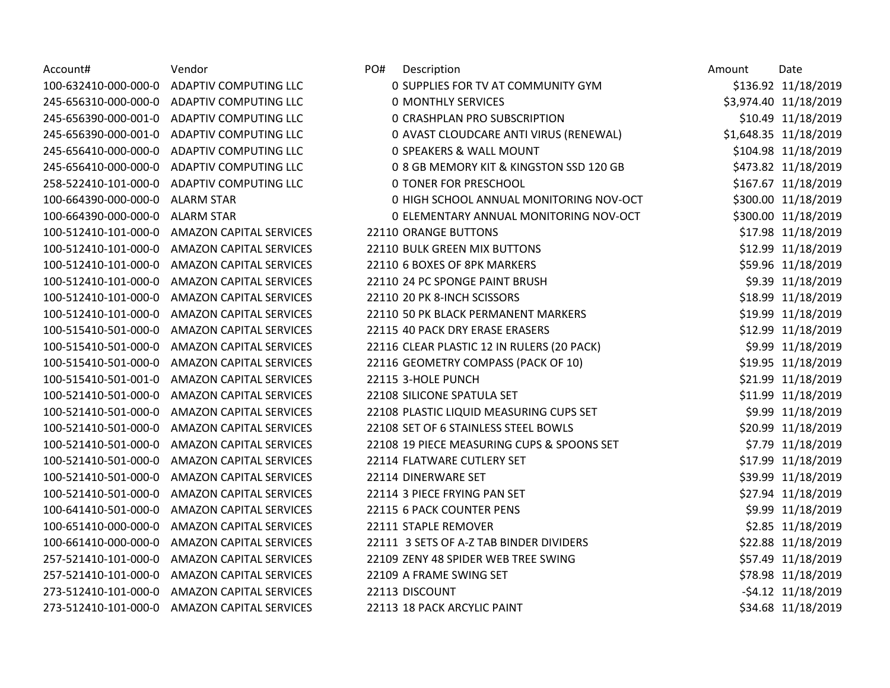| Account# | Vendor | PO# | Description | Amount | Date |
|---|---|---|---|---|---|
| 100-632410-000-000-0 | ADAPTIV COMPUTING LLC | 0 | SUPPLIES FOR TV AT COMMUNITY GYM | $136.92 | 11/18/2019 |
| 245-656310-000-000-0 | ADAPTIV COMPUTING LLC | 0 | MONTHLY SERVICES | $3,974.40 | 11/18/2019 |
| 245-656390-000-001-0 | ADAPTIV COMPUTING LLC | 0 | CRASHPLAN PRO SUBSCRIPTION | $10.49 | 11/18/2019 |
| 245-656390-000-001-0 | ADAPTIV COMPUTING LLC | 0 | AVAST CLOUDCARE ANTI VIRUS (RENEWAL) | $1,648.35 | 11/18/2019 |
| 245-656410-000-000-0 | ADAPTIV COMPUTING LLC | 0 | SPEAKERS & WALL MOUNT | $104.98 | 11/18/2019 |
| 245-656410-000-000-0 | ADAPTIV COMPUTING LLC | 0 | 8 GB MEMORY KIT & KINGSTON SSD 120 GB | $473.82 | 11/18/2019 |
| 258-522410-101-000-0 | ADAPTIV COMPUTING LLC | 0 | TONER FOR PRESCHOOL | $167.67 | 11/18/2019 |
| 100-664390-000-000-0 | ALARM STAR | 0 | HIGH SCHOOL ANNUAL MONITORING NOV-OCT | $300.00 | 11/18/2019 |
| 100-664390-000-000-0 | ALARM STAR | 0 | ELEMENTARY ANNUAL MONITORING NOV-OCT | $300.00 | 11/18/2019 |
| 100-512410-101-000-0 | AMAZON CAPITAL SERVICES | 22110 | ORANGE BUTTONS | $17.98 | 11/18/2019 |
| 100-512410-101-000-0 | AMAZON CAPITAL SERVICES | 22110 | BULK GREEN MIX BUTTONS | $12.99 | 11/18/2019 |
| 100-512410-101-000-0 | AMAZON CAPITAL SERVICES | 22110 | 6 BOXES OF 8PK MARKERS | $59.96 | 11/18/2019 |
| 100-512410-101-000-0 | AMAZON CAPITAL SERVICES | 22110 | 24 PC SPONGE PAINT BRUSH | $9.39 | 11/18/2019 |
| 100-512410-101-000-0 | AMAZON CAPITAL SERVICES | 22110 | 20 PK 8-INCH SCISSORS | $18.99 | 11/18/2019 |
| 100-512410-101-000-0 | AMAZON CAPITAL SERVICES | 22110 | 50 PK BLACK PERMANENT MARKERS | $19.99 | 11/18/2019 |
| 100-515410-501-000-0 | AMAZON CAPITAL SERVICES | 22115 | 40 PACK DRY ERASE ERASERS | $12.99 | 11/18/2019 |
| 100-515410-501-000-0 | AMAZON CAPITAL SERVICES | 22116 | CLEAR PLASTIC 12 IN RULERS (20 PACK) | $9.99 | 11/18/2019 |
| 100-515410-501-000-0 | AMAZON CAPITAL SERVICES | 22116 | GEOMETRY COMPASS (PACK OF 10) | $19.95 | 11/18/2019 |
| 100-515410-501-001-0 | AMAZON CAPITAL SERVICES | 22115 | 3-HOLE PUNCH | $21.99 | 11/18/2019 |
| 100-521410-501-000-0 | AMAZON CAPITAL SERVICES | 22108 | SILICONE SPATULA SET | $11.99 | 11/18/2019 |
| 100-521410-501-000-0 | AMAZON CAPITAL SERVICES | 22108 | PLASTIC LIQUID MEASURING CUPS SET | $9.99 | 11/18/2019 |
| 100-521410-501-000-0 | AMAZON CAPITAL SERVICES | 22108 | SET OF 6 STAINLESS STEEL BOWLS | $20.99 | 11/18/2019 |
| 100-521410-501-000-0 | AMAZON CAPITAL SERVICES | 22108 | 19 PIECE MEASURING CUPS & SPOONS SET | $7.79 | 11/18/2019 |
| 100-521410-501-000-0 | AMAZON CAPITAL SERVICES | 22114 | FLATWARE CUTLERY SET | $17.99 | 11/18/2019 |
| 100-521410-501-000-0 | AMAZON CAPITAL SERVICES | 22114 | DINERWARE SET | $39.99 | 11/18/2019 |
| 100-521410-501-000-0 | AMAZON CAPITAL SERVICES | 22114 | 3 PIECE FRYING PAN SET | $27.94 | 11/18/2019 |
| 100-641410-501-000-0 | AMAZON CAPITAL SERVICES | 22115 | 6 PACK COUNTER PENS | $9.99 | 11/18/2019 |
| 100-651410-000-000-0 | AMAZON CAPITAL SERVICES | 22111 | STAPLE REMOVER | $2.85 | 11/18/2019 |
| 100-661410-000-000-0 | AMAZON CAPITAL SERVICES | 22111 | 3 SETS OF A-Z TAB BINDER DIVIDERS | $22.88 | 11/18/2019 |
| 257-521410-101-000-0 | AMAZON CAPITAL SERVICES | 22109 | ZENY 48 SPIDER WEB TREE SWING | $57.49 | 11/18/2019 |
| 257-521410-101-000-0 | AMAZON CAPITAL SERVICES | 22109 | A FRAME SWING SET | $78.98 | 11/18/2019 |
| 273-512410-101-000-0 | AMAZON CAPITAL SERVICES | 22113 | DISCOUNT | -$4.12 | 11/18/2019 |
| 273-512410-101-000-0 | AMAZON CAPITAL SERVICES | 22113 | 18 PACK ARCYLIC PAINT | $34.68 | 11/18/2019 |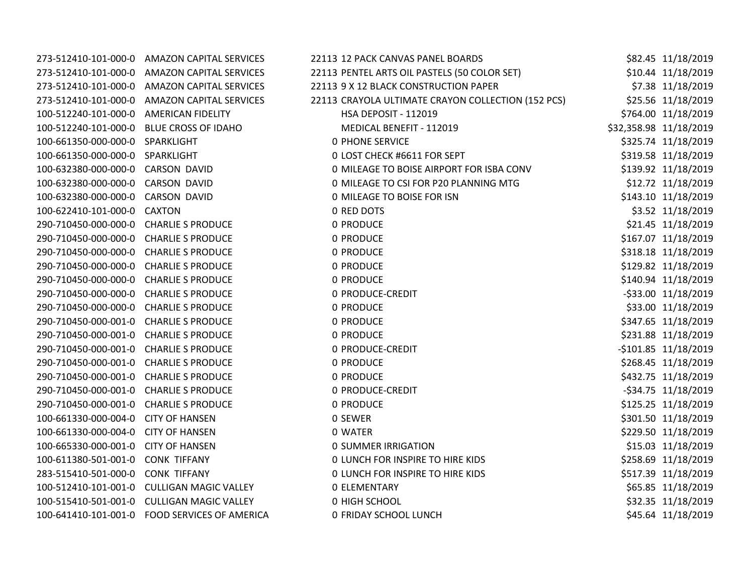| | | | | | |
|---|---|---|---|---|---|
| 273-512410-101-000-0 | AMAZON CAPITAL SERVICES | 22113 | 12 PACK CANVAS PANEL BOARDS | $82.45 | 11/18/2019 |
| 273-512410-101-000-0 | AMAZON CAPITAL SERVICES | 22113 | PENTEL ARTS OIL PASTELS (50 COLOR SET) | $10.44 | 11/18/2019 |
| 273-512410-101-000-0 | AMAZON CAPITAL SERVICES | 22113 | 9 X 12 BLACK CONSTRUCTION PAPER | $7.38 | 11/18/2019 |
| 273-512410-101-000-0 | AMAZON CAPITAL SERVICES | 22113 | CRAYOLA ULTIMATE CRAYON COLLECTION (152 PCS) | $25.56 | 11/18/2019 |
| 100-512240-101-000-0 | AMERICAN FIDELITY | | HSA DEPOSIT - 112019 | $764.00 | 11/18/2019 |
| 100-512240-101-000-0 | BLUE CROSS OF IDAHO | | MEDICAL BENEFIT - 112019 | $32,358.98 | 11/18/2019 |
| 100-661350-000-000-0 | SPARKLIGHT | 0 | PHONE SERVICE | $325.74 | 11/18/2019 |
| 100-661350-000-000-0 | SPARKLIGHT | 0 | LOST CHECK #6611 FOR SEPT | $319.58 | 11/18/2019 |
| 100-632380-000-000-0 | CARSON DAVID | 0 | MILEAGE TO BOISE AIRPORT FOR ISBA CONV | $139.92 | 11/18/2019 |
| 100-632380-000-000-0 | CARSON DAVID | 0 | MILEAGE TO CSI FOR P20 PLANNING MTG | $12.72 | 11/18/2019 |
| 100-632380-000-000-0 | CARSON DAVID | 0 | MILEAGE TO BOISE FOR ISN | $143.10 | 11/18/2019 |
| 100-622410-101-000-0 | CAXTON | 0 | RED DOTS | $3.52 | 11/18/2019 |
| 290-710450-000-000-0 | CHARLIE S PRODUCE | 0 | PRODUCE | $21.45 | 11/18/2019 |
| 290-710450-000-000-0 | CHARLIE S PRODUCE | 0 | PRODUCE | $167.07 | 11/18/2019 |
| 290-710450-000-000-0 | CHARLIE S PRODUCE | 0 | PRODUCE | $318.18 | 11/18/2019 |
| 290-710450-000-000-0 | CHARLIE S PRODUCE | 0 | PRODUCE | $129.82 | 11/18/2019 |
| 290-710450-000-000-0 | CHARLIE S PRODUCE | 0 | PRODUCE | $140.94 | 11/18/2019 |
| 290-710450-000-000-0 | CHARLIE S PRODUCE | 0 | PRODUCE-CREDIT | -$33.00 | 11/18/2019 |
| 290-710450-000-000-0 | CHARLIE S PRODUCE | 0 | PRODUCE | $33.00 | 11/18/2019 |
| 290-710450-000-001-0 | CHARLIE S PRODUCE | 0 | PRODUCE | $347.65 | 11/18/2019 |
| 290-710450-000-001-0 | CHARLIE S PRODUCE | 0 | PRODUCE | $231.88 | 11/18/2019 |
| 290-710450-000-001-0 | CHARLIE S PRODUCE | 0 | PRODUCE-CREDIT | -$101.85 | 11/18/2019 |
| 290-710450-000-001-0 | CHARLIE S PRODUCE | 0 | PRODUCE | $268.45 | 11/18/2019 |
| 290-710450-000-001-0 | CHARLIE S PRODUCE | 0 | PRODUCE | $432.75 | 11/18/2019 |
| 290-710450-000-001-0 | CHARLIE S PRODUCE | 0 | PRODUCE-CREDIT | -$34.75 | 11/18/2019 |
| 290-710450-000-001-0 | CHARLIE S PRODUCE | 0 | PRODUCE | $125.25 | 11/18/2019 |
| 100-661330-000-004-0 | CITY OF HANSEN | 0 | SEWER | $301.50 | 11/18/2019 |
| 100-661330-000-004-0 | CITY OF HANSEN | 0 | WATER | $229.50 | 11/18/2019 |
| 100-665330-000-001-0 | CITY OF HANSEN | 0 | SUMMER IRRIGATION | $15.03 | 11/18/2019 |
| 100-611380-501-001-0 | CONK TIFFANY | 0 | LUNCH FOR INSPIRE TO HIRE KIDS | $258.69 | 11/18/2019 |
| 283-515410-501-000-0 | CONK TIFFANY | 0 | LUNCH FOR INSPIRE TO HIRE KIDS | $517.39 | 11/18/2019 |
| 100-512410-101-001-0 | CULLIGAN MAGIC VALLEY | 0 | ELEMENTARY | $65.85 | 11/18/2019 |
| 100-515410-501-001-0 | CULLIGAN MAGIC VALLEY | 0 | HIGH SCHOOL | $32.35 | 11/18/2019 |
| 100-641410-101-001-0 | FOOD SERVICES OF AMERICA | 0 | FRIDAY SCHOOL LUNCH | $45.64 | 11/18/2019 |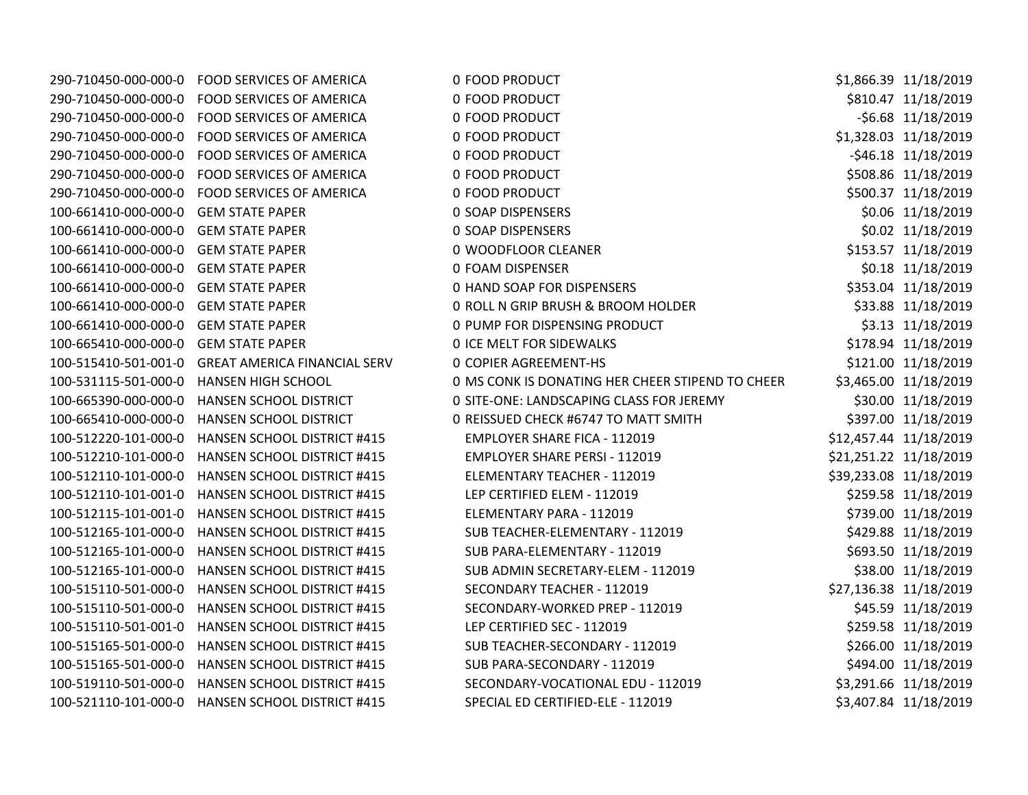| | | | | |
|---|---|---|---|---|
| 290-710450-000-000-0 | FOOD SERVICES OF AMERICA | 0 FOOD PRODUCT | $1,866.39 | 11/18/2019 |
| 290-710450-000-000-0 | FOOD SERVICES OF AMERICA | 0 FOOD PRODUCT | $810.47 | 11/18/2019 |
| 290-710450-000-000-0 | FOOD SERVICES OF AMERICA | 0 FOOD PRODUCT | -$6.68 | 11/18/2019 |
| 290-710450-000-000-0 | FOOD SERVICES OF AMERICA | 0 FOOD PRODUCT | $1,328.03 | 11/18/2019 |
| 290-710450-000-000-0 | FOOD SERVICES OF AMERICA | 0 FOOD PRODUCT | -$46.18 | 11/18/2019 |
| 290-710450-000-000-0 | FOOD SERVICES OF AMERICA | 0 FOOD PRODUCT | $508.86 | 11/18/2019 |
| 290-710450-000-000-0 | FOOD SERVICES OF AMERICA | 0 FOOD PRODUCT | $500.37 | 11/18/2019 |
| 100-661410-000-000-0 | GEM STATE PAPER | 0 SOAP DISPENSERS | $0.06 | 11/18/2019 |
| 100-661410-000-000-0 | GEM STATE PAPER | 0 SOAP DISPENSERS | $0.02 | 11/18/2019 |
| 100-661410-000-000-0 | GEM STATE PAPER | 0 WOODFLOOR CLEANER | $153.57 | 11/18/2019 |
| 100-661410-000-000-0 | GEM STATE PAPER | 0 FOAM DISPENSER | $0.18 | 11/18/2019 |
| 100-661410-000-000-0 | GEM STATE PAPER | 0 HAND SOAP FOR DISPENSERS | $353.04 | 11/18/2019 |
| 100-661410-000-000-0 | GEM STATE PAPER | 0 ROLL N GRIP BRUSH & BROOM HOLDER | $33.88 | 11/18/2019 |
| 100-661410-000-000-0 | GEM STATE PAPER | 0 PUMP FOR DISPENSING PRODUCT | $3.13 | 11/18/2019 |
| 100-665410-000-000-0 | GEM STATE PAPER | 0 ICE MELT FOR SIDEWALKS | $178.94 | 11/18/2019 |
| 100-515410-501-001-0 | GREAT AMERICA FINANCIAL SERV | 0 COPIER AGREEMENT-HS | $121.00 | 11/18/2019 |
| 100-531115-501-000-0 | HANSEN HIGH SCHOOL | 0 MS CONK IS DONATING HER CHEER STIPEND TO CHEER | $3,465.00 | 11/18/2019 |
| 100-665390-000-000-0 | HANSEN SCHOOL DISTRICT | 0 SITE-ONE: LANDSCAPING CLASS FOR JEREMY | $30.00 | 11/18/2019 |
| 100-665410-000-000-0 | HANSEN SCHOOL DISTRICT | 0 REISSUED CHECK #6747 TO MATT SMITH | $397.00 | 11/18/2019 |
| 100-512220-101-000-0 | HANSEN SCHOOL DISTRICT #415 | EMPLOYER SHARE FICA - 112019 | $12,457.44 | 11/18/2019 |
| 100-512210-101-000-0 | HANSEN SCHOOL DISTRICT #415 | EMPLOYER SHARE PERSI - 112019 | $21,251.22 | 11/18/2019 |
| 100-512110-101-000-0 | HANSEN SCHOOL DISTRICT #415 | ELEMENTARY TEACHER - 112019 | $39,233.08 | 11/18/2019 |
| 100-512110-101-001-0 | HANSEN SCHOOL DISTRICT #415 | LEP CERTIFIED ELEM - 112019 | $259.58 | 11/18/2019 |
| 100-512115-101-001-0 | HANSEN SCHOOL DISTRICT #415 | ELEMENTARY PARA - 112019 | $739.00 | 11/18/2019 |
| 100-512165-101-000-0 | HANSEN SCHOOL DISTRICT #415 | SUB TEACHER-ELEMENTARY - 112019 | $429.88 | 11/18/2019 |
| 100-512165-101-000-0 | HANSEN SCHOOL DISTRICT #415 | SUB PARA-ELEMENTARY - 112019 | $693.50 | 11/18/2019 |
| 100-512165-101-000-0 | HANSEN SCHOOL DISTRICT #415 | SUB ADMIN SECRETARY-ELEM - 112019 | $38.00 | 11/18/2019 |
| 100-515110-501-000-0 | HANSEN SCHOOL DISTRICT #415 | SECONDARY TEACHER - 112019 | $27,136.38 | 11/18/2019 |
| 100-515110-501-000-0 | HANSEN SCHOOL DISTRICT #415 | SECONDARY-WORKED PREP - 112019 | $45.59 | 11/18/2019 |
| 100-515110-501-001-0 | HANSEN SCHOOL DISTRICT #415 | LEP CERTIFIED SEC - 112019 | $259.58 | 11/18/2019 |
| 100-515165-501-000-0 | HANSEN SCHOOL DISTRICT #415 | SUB TEACHER-SECONDARY - 112019 | $266.00 | 11/18/2019 |
| 100-515165-501-000-0 | HANSEN SCHOOL DISTRICT #415 | SUB PARA-SECONDARY - 112019 | $494.00 | 11/18/2019 |
| 100-519110-501-000-0 | HANSEN SCHOOL DISTRICT #415 | SECONDARY-VOCATIONAL EDU - 112019 | $3,291.66 | 11/18/2019 |
| 100-521110-101-000-0 | HANSEN SCHOOL DISTRICT #415 | SPECIAL ED CERTIFIED-ELE - 112019 | $3,407.84 | 11/18/2019 |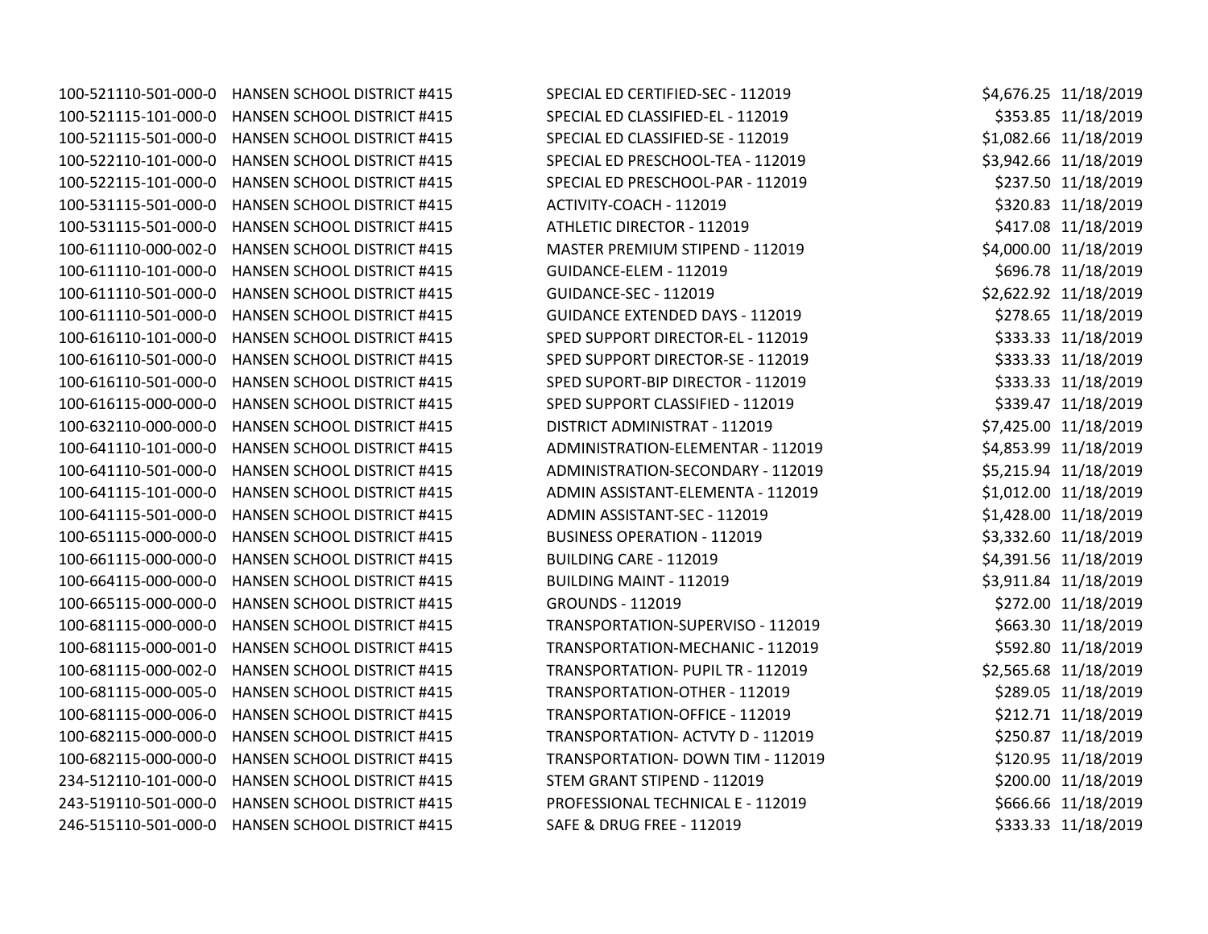| | | | | |
|---|---|---|---|---|
| 100-521110-501-000-0 | HANSEN SCHOOL DISTRICT #415 | SPECIAL ED CERTIFIED-SEC - 112019 | $4,676.25 | 11/18/2019 |
| 100-521115-101-000-0 | HANSEN SCHOOL DISTRICT #415 | SPECIAL ED CLASSIFIED-EL - 112019 | $353.85 | 11/18/2019 |
| 100-521115-501-000-0 | HANSEN SCHOOL DISTRICT #415 | SPECIAL ED CLASSIFIED-SE - 112019 | $1,082.66 | 11/18/2019 |
| 100-522110-101-000-0 | HANSEN SCHOOL DISTRICT #415 | SPECIAL ED PRESCHOOL-TEA - 112019 | $3,942.66 | 11/18/2019 |
| 100-522115-101-000-0 | HANSEN SCHOOL DISTRICT #415 | SPECIAL ED PRESCHOOL-PAR - 112019 | $237.50 | 11/18/2019 |
| 100-531115-501-000-0 | HANSEN SCHOOL DISTRICT #415 | ACTIVITY-COACH - 112019 | $320.83 | 11/18/2019 |
| 100-531115-501-000-0 | HANSEN SCHOOL DISTRICT #415 | ATHLETIC DIRECTOR - 112019 | $417.08 | 11/18/2019 |
| 100-611110-000-002-0 | HANSEN SCHOOL DISTRICT #415 | MASTER PREMIUM STIPEND - 112019 | $4,000.00 | 11/18/2019 |
| 100-611110-101-000-0 | HANSEN SCHOOL DISTRICT #415 | GUIDANCE-ELEM - 112019 | $696.78 | 11/18/2019 |
| 100-611110-501-000-0 | HANSEN SCHOOL DISTRICT #415 | GUIDANCE-SEC - 112019 | $2,622.92 | 11/18/2019 |
| 100-611110-501-000-0 | HANSEN SCHOOL DISTRICT #415 | GUIDANCE EXTENDED DAYS - 112019 | $278.65 | 11/18/2019 |
| 100-616110-101-000-0 | HANSEN SCHOOL DISTRICT #415 | SPED SUPPORT DIRECTOR-EL - 112019 | $333.33 | 11/18/2019 |
| 100-616110-501-000-0 | HANSEN SCHOOL DISTRICT #415 | SPED SUPPORT DIRECTOR-SE - 112019 | $333.33 | 11/18/2019 |
| 100-616110-501-000-0 | HANSEN SCHOOL DISTRICT #415 | SPED SUPORT-BIP DIRECTOR - 112019 | $333.33 | 11/18/2019 |
| 100-616115-000-000-0 | HANSEN SCHOOL DISTRICT #415 | SPED SUPPORT CLASSIFIED - 112019 | $339.47 | 11/18/2019 |
| 100-632110-000-000-0 | HANSEN SCHOOL DISTRICT #415 | DISTRICT ADMINISTRAT - 112019 | $7,425.00 | 11/18/2019 |
| 100-641110-101-000-0 | HANSEN SCHOOL DISTRICT #415 | ADMINISTRATION-ELEMENTAR - 112019 | $4,853.99 | 11/18/2019 |
| 100-641110-501-000-0 | HANSEN SCHOOL DISTRICT #415 | ADMINISTRATION-SECONDARY - 112019 | $5,215.94 | 11/18/2019 |
| 100-641115-101-000-0 | HANSEN SCHOOL DISTRICT #415 | ADMIN ASSISTANT-ELEMENTA - 112019 | $1,012.00 | 11/18/2019 |
| 100-641115-501-000-0 | HANSEN SCHOOL DISTRICT #415 | ADMIN ASSISTANT-SEC - 112019 | $1,428.00 | 11/18/2019 |
| 100-651115-000-000-0 | HANSEN SCHOOL DISTRICT #415 | BUSINESS OPERATION - 112019 | $3,332.60 | 11/18/2019 |
| 100-661115-000-000-0 | HANSEN SCHOOL DISTRICT #415 | BUILDING CARE - 112019 | $4,391.56 | 11/18/2019 |
| 100-664115-000-000-0 | HANSEN SCHOOL DISTRICT #415 | BUILDING MAINT - 112019 | $3,911.84 | 11/18/2019 |
| 100-665115-000-000-0 | HANSEN SCHOOL DISTRICT #415 | GROUNDS - 112019 | $272.00 | 11/18/2019 |
| 100-681115-000-000-0 | HANSEN SCHOOL DISTRICT #415 | TRANSPORTATION-SUPERVISO - 112019 | $663.30 | 11/18/2019 |
| 100-681115-000-001-0 | HANSEN SCHOOL DISTRICT #415 | TRANSPORTATION-MECHANIC - 112019 | $592.80 | 11/18/2019 |
| 100-681115-000-002-0 | HANSEN SCHOOL DISTRICT #415 | TRANSPORTATION- PUPIL TR - 112019 | $2,565.68 | 11/18/2019 |
| 100-681115-000-005-0 | HANSEN SCHOOL DISTRICT #415 | TRANSPORTATION-OTHER - 112019 | $289.05 | 11/18/2019 |
| 100-681115-000-006-0 | HANSEN SCHOOL DISTRICT #415 | TRANSPORTATION-OFFICE - 112019 | $212.71 | 11/18/2019 |
| 100-682115-000-000-0 | HANSEN SCHOOL DISTRICT #415 | TRANSPORTATION- ACTVTY D - 112019 | $250.87 | 11/18/2019 |
| 100-682115-000-000-0 | HANSEN SCHOOL DISTRICT #415 | TRANSPORTATION- DOWN TIM - 112019 | $120.95 | 11/18/2019 |
| 234-512110-101-000-0 | HANSEN SCHOOL DISTRICT #415 | STEM GRANT STIPEND - 112019 | $200.00 | 11/18/2019 |
| 243-519110-501-000-0 | HANSEN SCHOOL DISTRICT #415 | PROFESSIONAL TECHNICAL E - 112019 | $666.66 | 11/18/2019 |
| 246-515110-501-000-0 | HANSEN SCHOOL DISTRICT #415 | SAFE & DRUG FREE - 112019 | $333.33 | 11/18/2019 |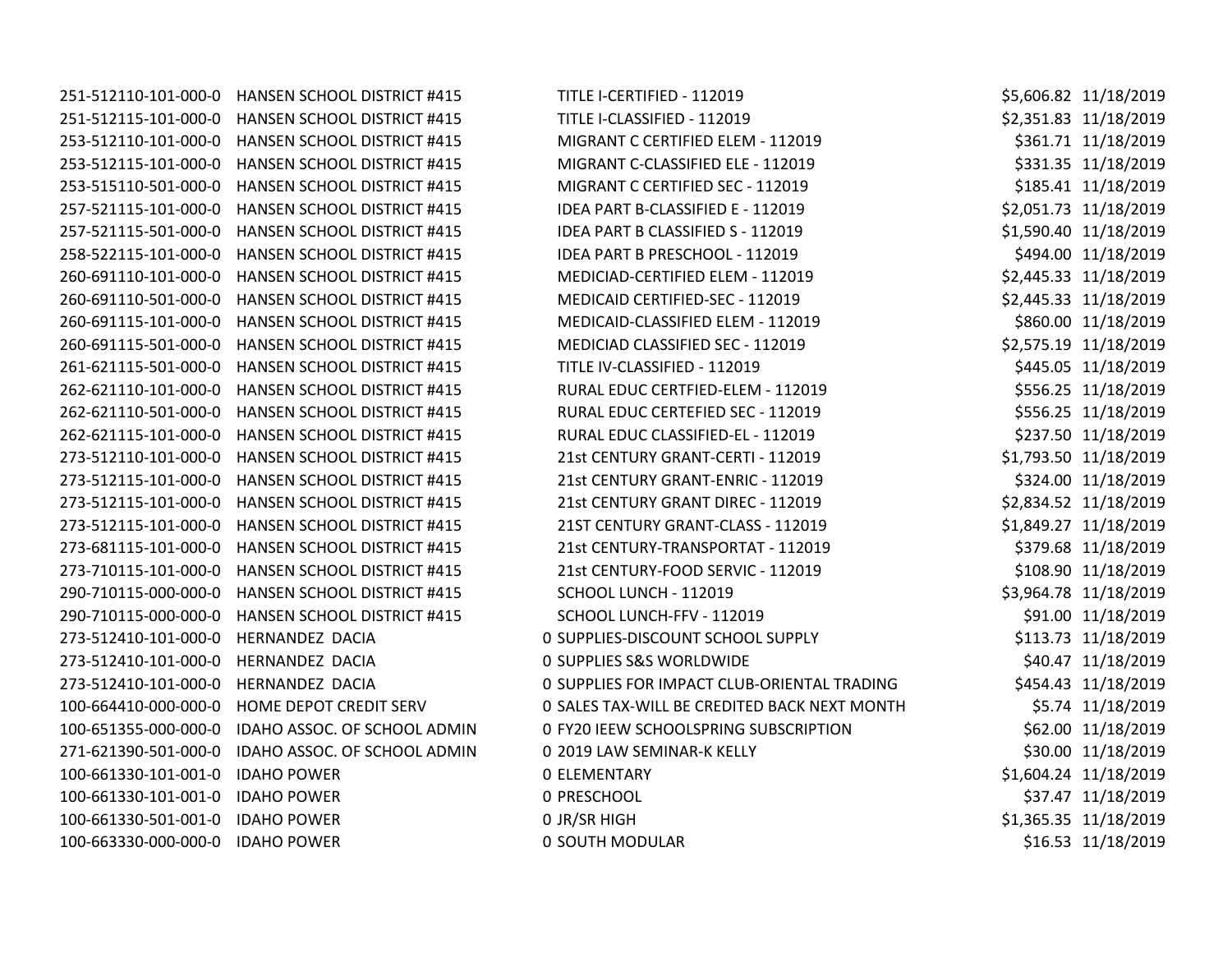| | | | | |
|---|---|---|---|---|
| 251-512110-101-000-0 | HANSEN SCHOOL DISTRICT #415 | TITLE I-CERTIFIED - 112019 | $5,606.82 | 11/18/2019 |
| 251-512115-101-000-0 | HANSEN SCHOOL DISTRICT #415 | TITLE I-CLASSIFIED - 112019 | $2,351.83 | 11/18/2019 |
| 253-512110-101-000-0 | HANSEN SCHOOL DISTRICT #415 | MIGRANT C CERTIFIED ELEM - 112019 | $361.71 | 11/18/2019 |
| 253-512115-101-000-0 | HANSEN SCHOOL DISTRICT #415 | MIGRANT C-CLASSIFIED ELE - 112019 | $331.35 | 11/18/2019 |
| 253-515110-501-000-0 | HANSEN SCHOOL DISTRICT #415 | MIGRANT C CERTIFIED SEC - 112019 | $185.41 | 11/18/2019 |
| 257-521115-101-000-0 | HANSEN SCHOOL DISTRICT #415 | IDEA PART B-CLASSIFIED E - 112019 | $2,051.73 | 11/18/2019 |
| 257-521115-501-000-0 | HANSEN SCHOOL DISTRICT #415 | IDEA PART B CLASSIFIED S - 112019 | $1,590.40 | 11/18/2019 |
| 258-522115-101-000-0 | HANSEN SCHOOL DISTRICT #415 | IDEA PART B PRESCHOOL - 112019 | $494.00 | 11/18/2019 |
| 260-691110-101-000-0 | HANSEN SCHOOL DISTRICT #415 | MEDICIAD-CERTIFIED ELEM - 112019 | $2,445.33 | 11/18/2019 |
| 260-691110-501-000-0 | HANSEN SCHOOL DISTRICT #415 | MEDICAID CERTIFIED-SEC - 112019 | $2,445.33 | 11/18/2019 |
| 260-691115-101-000-0 | HANSEN SCHOOL DISTRICT #415 | MEDICAID-CLASSIFIED ELEM - 112019 | $860.00 | 11/18/2019 |
| 260-691115-501-000-0 | HANSEN SCHOOL DISTRICT #415 | MEDICIAD CLASSIFIED SEC - 112019 | $2,575.19 | 11/18/2019 |
| 261-621115-501-000-0 | HANSEN SCHOOL DISTRICT #415 | TITLE IV-CLASSIFIED - 112019 | $445.05 | 11/18/2019 |
| 262-621110-101-000-0 | HANSEN SCHOOL DISTRICT #415 | RURAL EDUC CERTFIED-ELEM - 112019 | $556.25 | 11/18/2019 |
| 262-621110-501-000-0 | HANSEN SCHOOL DISTRICT #415 | RURAL EDUC CERTEFIED SEC - 112019 | $556.25 | 11/18/2019 |
| 262-621115-101-000-0 | HANSEN SCHOOL DISTRICT #415 | RURAL EDUC CLASSIFIED-EL - 112019 | $237.50 | 11/18/2019 |
| 273-512110-101-000-0 | HANSEN SCHOOL DISTRICT #415 | 21st CENTURY GRANT-CERTI - 112019 | $1,793.50 | 11/18/2019 |
| 273-512115-101-000-0 | HANSEN SCHOOL DISTRICT #415 | 21st CENTURY GRANT-ENRIC - 112019 | $324.00 | 11/18/2019 |
| 273-512115-101-000-0 | HANSEN SCHOOL DISTRICT #415 | 21st CENTURY GRANT DIREC - 112019 | $2,834.52 | 11/18/2019 |
| 273-512115-101-000-0 | HANSEN SCHOOL DISTRICT #415 | 21ST CENTURY GRANT-CLASS - 112019 | $1,849.27 | 11/18/2019 |
| 273-681115-101-000-0 | HANSEN SCHOOL DISTRICT #415 | 21st CENTURY-TRANSPORTAT - 112019 | $379.68 | 11/18/2019 |
| 273-710115-101-000-0 | HANSEN SCHOOL DISTRICT #415 | 21st CENTURY-FOOD SERVIC - 112019 | $108.90 | 11/18/2019 |
| 290-710115-000-000-0 | HANSEN SCHOOL DISTRICT #415 | SCHOOL LUNCH - 112019 | $3,964.78 | 11/18/2019 |
| 290-710115-000-000-0 | HANSEN SCHOOL DISTRICT #415 | SCHOOL LUNCH-FFV - 112019 | $91.00 | 11/18/2019 |
| 273-512410-101-000-0 | HERNANDEZ DACIA | 0 SUPPLIES-DISCOUNT SCHOOL SUPPLY | $113.73 | 11/18/2019 |
| 273-512410-101-000-0 | HERNANDEZ DACIA | 0 SUPPLIES S&S WORLDWIDE | $40.47 | 11/18/2019 |
| 273-512410-101-000-0 | HERNANDEZ DACIA | 0 SUPPLIES FOR IMPACT CLUB-ORIENTAL TRADING | $454.43 | 11/18/2019 |
| 100-664410-000-000-0 | HOME DEPOT CREDIT SERV | 0 SALES TAX-WILL BE CREDITED BACK NEXT MONTH | $5.74 | 11/18/2019 |
| 100-651355-000-000-0 | IDAHO ASSOC. OF SCHOOL ADMIN | 0 FY20 IEEW SCHOOLSPRING SUBSCRIPTION | $62.00 | 11/18/2019 |
| 271-621390-501-000-0 | IDAHO ASSOC. OF SCHOOL ADMIN | 0 2019 LAW SEMINAR-K KELLY | $30.00 | 11/18/2019 |
| 100-661330-101-001-0 | IDAHO POWER | 0 ELEMENTARY | $1,604.24 | 11/18/2019 |
| 100-661330-101-001-0 | IDAHO POWER | 0 PRESCHOOL | $37.47 | 11/18/2019 |
| 100-661330-501-001-0 | IDAHO POWER | 0 JR/SR HIGH | $1,365.35 | 11/18/2019 |
| 100-663330-000-000-0 | IDAHO POWER | 0 SOUTH MODULAR | $16.53 | 11/18/2019 |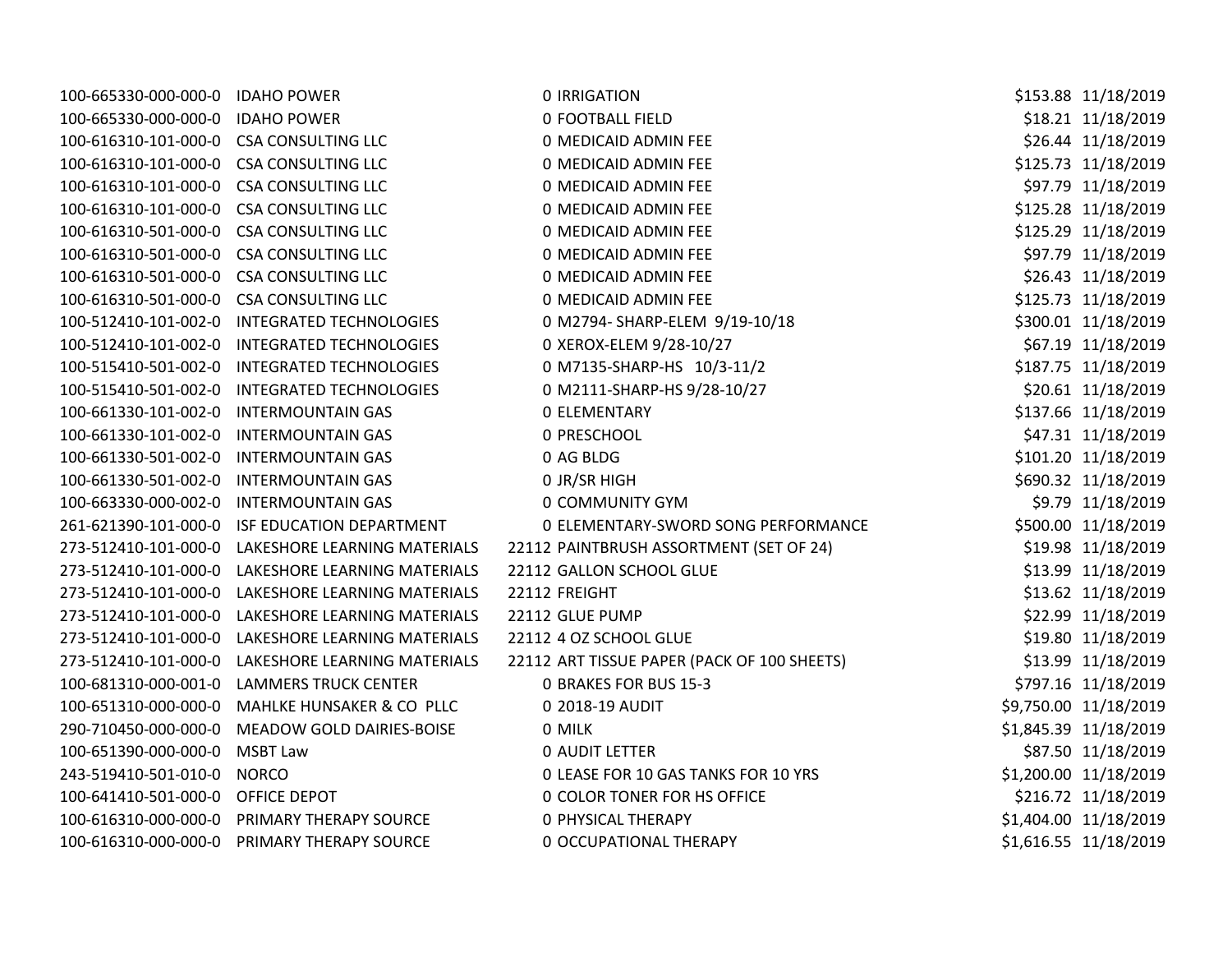| | | | | | |
|---|---|---|---|---|---|
| 100-665330-000-000-0 | IDAHO POWER | 0 | IRRIGATION | $153.88 | 11/18/2019 |
| 100-665330-000-000-0 | IDAHO POWER | 0 | FOOTBALL FIELD | $18.21 | 11/18/2019 |
| 100-616310-101-000-0 | CSA CONSULTING LLC | 0 | MEDICAID ADMIN FEE | $26.44 | 11/18/2019 |
| 100-616310-101-000-0 | CSA CONSULTING LLC | 0 | MEDICAID ADMIN FEE | $125.73 | 11/18/2019 |
| 100-616310-101-000-0 | CSA CONSULTING LLC | 0 | MEDICAID ADMIN FEE | $97.79 | 11/18/2019 |
| 100-616310-101-000-0 | CSA CONSULTING LLC | 0 | MEDICAID ADMIN FEE | $125.28 | 11/18/2019 |
| 100-616310-501-000-0 | CSA CONSULTING LLC | 0 | MEDICAID ADMIN FEE | $125.29 | 11/18/2019 |
| 100-616310-501-000-0 | CSA CONSULTING LLC | 0 | MEDICAID ADMIN FEE | $97.79 | 11/18/2019 |
| 100-616310-501-000-0 | CSA CONSULTING LLC | 0 | MEDICAID ADMIN FEE | $26.43 | 11/18/2019 |
| 100-616310-501-000-0 | CSA CONSULTING LLC | 0 | MEDICAID ADMIN FEE | $125.73 | 11/18/2019 |
| 100-512410-101-002-0 | INTEGRATED TECHNOLOGIES | 0 | M2794- SHARP-ELEM 9/19-10/18 | $300.01 | 11/18/2019 |
| 100-512410-101-002-0 | INTEGRATED TECHNOLOGIES | 0 | XEROX-ELEM 9/28-10/27 | $67.19 | 11/18/2019 |
| 100-515410-501-002-0 | INTEGRATED TECHNOLOGIES | 0 | M7135-SHARP-HS 10/3-11/2 | $187.75 | 11/18/2019 |
| 100-515410-501-002-0 | INTEGRATED TECHNOLOGIES | 0 | M2111-SHARP-HS 9/28-10/27 | $20.61 | 11/18/2019 |
| 100-661330-101-002-0 | INTERMOUNTAIN GAS | 0 | ELEMENTARY | $137.66 | 11/18/2019 |
| 100-661330-101-002-0 | INTERMOUNTAIN GAS | 0 | PRESCHOOL | $47.31 | 11/18/2019 |
| 100-661330-501-002-0 | INTERMOUNTAIN GAS | 0 | AG BLDG | $101.20 | 11/18/2019 |
| 100-661330-501-002-0 | INTERMOUNTAIN GAS | 0 | JR/SR HIGH | $690.32 | 11/18/2019 |
| 100-663330-000-002-0 | INTERMOUNTAIN GAS | 0 | COMMUNITY GYM | $9.79 | 11/18/2019 |
| 261-621390-101-000-0 | ISF EDUCATION DEPARTMENT | 0 | ELEMENTARY-SWORD SONG PERFORMANCE | $500.00 | 11/18/2019 |
| 273-512410-101-000-0 | LAKESHORE LEARNING MATERIALS | 22112 | PAINTBRUSH ASSORTMENT (SET OF 24) | $19.98 | 11/18/2019 |
| 273-512410-101-000-0 | LAKESHORE LEARNING MATERIALS | 22112 | GALLON SCHOOL GLUE | $13.99 | 11/18/2019 |
| 273-512410-101-000-0 | LAKESHORE LEARNING MATERIALS | 22112 | FREIGHT | $13.62 | 11/18/2019 |
| 273-512410-101-000-0 | LAKESHORE LEARNING MATERIALS | 22112 | GLUE PUMP | $22.99 | 11/18/2019 |
| 273-512410-101-000-0 | LAKESHORE LEARNING MATERIALS | 22112 | 4 OZ SCHOOL GLUE | $19.80 | 11/18/2019 |
| 273-512410-101-000-0 | LAKESHORE LEARNING MATERIALS | 22112 | ART TISSUE PAPER (PACK OF 100 SHEETS) | $13.99 | 11/18/2019 |
| 100-681310-000-001-0 | LAMMERS TRUCK CENTER | 0 | BRAKES FOR BUS 15-3 | $797.16 | 11/18/2019 |
| 100-651310-000-000-0 | MAHLKE HUNSAKER & CO PLLC | 0 | 2018-19 AUDIT | $9,750.00 | 11/18/2019 |
| 290-710450-000-000-0 | MEADOW GOLD DAIRIES-BOISE | 0 | MILK | $1,845.39 | 11/18/2019 |
| 100-651390-000-000-0 | MSBT Law | 0 | AUDIT LETTER | $87.50 | 11/18/2019 |
| 243-519410-501-010-0 | NORCO | 0 | LEASE FOR 10 GAS TANKS FOR 10 YRS | $1,200.00 | 11/18/2019 |
| 100-641410-501-000-0 | OFFICE DEPOT | 0 | COLOR TONER FOR HS OFFICE | $216.72 | 11/18/2019 |
| 100-616310-000-000-0 | PRIMARY THERAPY SOURCE | 0 | PHYSICAL THERAPY | $1,404.00 | 11/18/2019 |
| 100-616310-000-000-0 | PRIMARY THERAPY SOURCE | 0 | OCCUPATIONAL THERAPY | $1,616.55 | 11/18/2019 |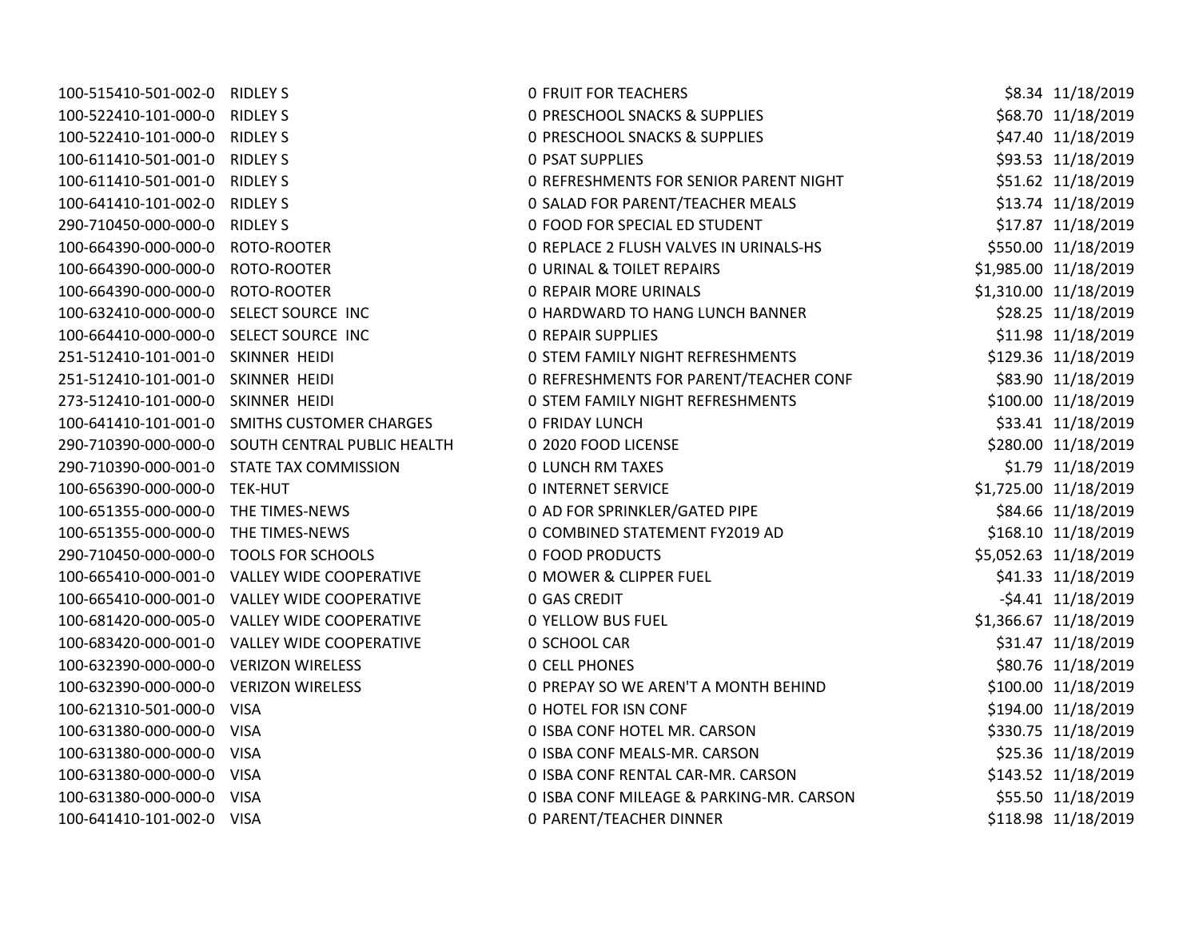| | | | | | |
|---|---|---|---|---|---|
| 100-515410-501-002-0 | RIDLEY S | 0 | FRUIT FOR TEACHERS | $8.34 | 11/18/2019 |
| 100-522410-101-000-0 | RIDLEY S | 0 | PRESCHOOL SNACKS & SUPPLIES | $68.70 | 11/18/2019 |
| 100-522410-101-000-0 | RIDLEY S | 0 | PRESCHOOL SNACKS & SUPPLIES | $47.40 | 11/18/2019 |
| 100-611410-501-001-0 | RIDLEY S | 0 | PSAT SUPPLIES | $93.53 | 11/18/2019 |
| 100-611410-501-001-0 | RIDLEY S | 0 | REFRESHMENTS FOR SENIOR PARENT NIGHT | $51.62 | 11/18/2019 |
| 100-641410-101-002-0 | RIDLEY S | 0 | SALAD FOR PARENT/TEACHER MEALS | $13.74 | 11/18/2019 |
| 290-710450-000-000-0 | RIDLEY S | 0 | FOOD FOR SPECIAL ED STUDENT | $17.87 | 11/18/2019 |
| 100-664390-000-000-0 | ROTO-ROOTER | 0 | REPLACE 2 FLUSH VALVES IN URINALS-HS | $550.00 | 11/18/2019 |
| 100-664390-000-000-0 | ROTO-ROOTER | 0 | URINAL & TOILET REPAIRS | $1,985.00 | 11/18/2019 |
| 100-664390-000-000-0 | ROTO-ROOTER | 0 | REPAIR MORE URINALS | $1,310.00 | 11/18/2019 |
| 100-632410-000-000-0 | SELECT SOURCE INC | 0 | HARDWARD TO HANG LUNCH BANNER | $28.25 | 11/18/2019 |
| 100-664410-000-000-0 | SELECT SOURCE INC | 0 | REPAIR SUPPLIES | $11.98 | 11/18/2019 |
| 251-512410-101-001-0 | SKINNER HEIDI | 0 | STEM FAMILY NIGHT REFRESHMENTS | $129.36 | 11/18/2019 |
| 251-512410-101-001-0 | SKINNER HEIDI | 0 | REFRESHMENTS FOR PARENT/TEACHER CONF | $83.90 | 11/18/2019 |
| 273-512410-101-000-0 | SKINNER HEIDI | 0 | STEM FAMILY NIGHT REFRESHMENTS | $100.00 | 11/18/2019 |
| 100-641410-101-001-0 | SMITHS CUSTOMER CHARGES | 0 | FRIDAY LUNCH | $33.41 | 11/18/2019 |
| 290-710390-000-000-0 | SOUTH CENTRAL PUBLIC HEALTH | 0 | 2020 FOOD LICENSE | $280.00 | 11/18/2019 |
| 290-710390-000-001-0 | STATE TAX COMMISSION | 0 | LUNCH RM TAXES | $1.79 | 11/18/2019 |
| 100-656390-000-000-0 | TEK-HUT | 0 | INTERNET SERVICE | $1,725.00 | 11/18/2019 |
| 100-651355-000-000-0 | THE TIMES-NEWS | 0 | AD FOR SPRINKLER/GATED PIPE | $84.66 | 11/18/2019 |
| 100-651355-000-000-0 | THE TIMES-NEWS | 0 | COMBINED STATEMENT FY2019 AD | $168.10 | 11/18/2019 |
| 290-710450-000-000-0 | TOOLS FOR SCHOOLS | 0 | FOOD PRODUCTS | $5,052.63 | 11/18/2019 |
| 100-665410-000-001-0 | VALLEY WIDE COOPERATIVE | 0 | MOWER & CLIPPER FUEL | $41.33 | 11/18/2019 |
| 100-665410-000-001-0 | VALLEY WIDE COOPERATIVE | 0 | GAS CREDIT | -$4.41 | 11/18/2019 |
| 100-681420-000-005-0 | VALLEY WIDE COOPERATIVE | 0 | YELLOW BUS FUEL | $1,366.67 | 11/18/2019 |
| 100-683420-000-001-0 | VALLEY WIDE COOPERATIVE | 0 | SCHOOL CAR | $31.47 | 11/18/2019 |
| 100-632390-000-000-0 | VERIZON WIRELESS | 0 | CELL PHONES | $80.76 | 11/18/2019 |
| 100-632390-000-000-0 | VERIZON WIRELESS | 0 | PREPAY SO WE AREN'T A MONTH BEHIND | $100.00 | 11/18/2019 |
| 100-621310-501-000-0 | VISA | 0 | HOTEL FOR ISN CONF | $194.00 | 11/18/2019 |
| 100-631380-000-000-0 | VISA | 0 | ISBA CONF HOTEL MR. CARSON | $330.75 | 11/18/2019 |
| 100-631380-000-000-0 | VISA | 0 | ISBA CONF MEALS-MR. CARSON | $25.36 | 11/18/2019 |
| 100-631380-000-000-0 | VISA | 0 | ISBA CONF RENTAL CAR-MR. CARSON | $143.52 | 11/18/2019 |
| 100-631380-000-000-0 | VISA | 0 | ISBA CONF MILEAGE & PARKING-MR. CARSON | $55.50 | 11/18/2019 |
| 100-641410-101-002-0 | VISA | 0 | PARENT/TEACHER DINNER | $118.98 | 11/18/2019 |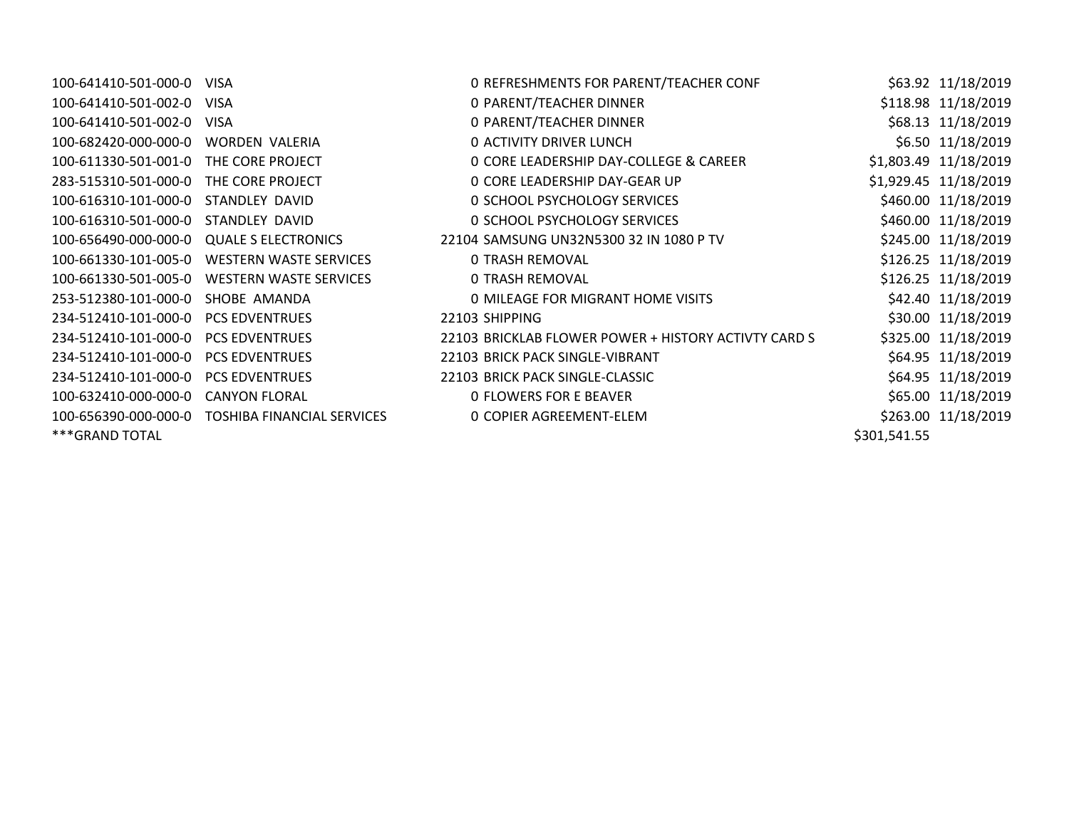| | | | | | |
|---|---|---|---|---|---|
| 100-641410-501-000-0 | VISA | 0 | REFRESHMENTS FOR PARENT/TEACHER CONF | $63.92 | 11/18/2019 |
| 100-641410-501-002-0 | VISA | 0 | PARENT/TEACHER DINNER | $118.98 | 11/18/2019 |
| 100-641410-501-002-0 | VISA | 0 | PARENT/TEACHER DINNER | $68.13 | 11/18/2019 |
| 100-682420-000-000-0 | WORDEN VALERIA | 0 | ACTIVITY DRIVER LUNCH | $6.50 | 11/18/2019 |
| 100-611330-501-001-0 | THE CORE PROJECT | 0 | CORE LEADERSHIP DAY-COLLEGE & CAREER | $1,803.49 | 11/18/2019 |
| 283-515310-501-000-0 | THE CORE PROJECT | 0 | CORE LEADERSHIP DAY-GEAR UP | $1,929.45 | 11/18/2019 |
| 100-616310-101-000-0 | STANDLEY DAVID | 0 | SCHOOL PSYCHOLOGY SERVICES | $460.00 | 11/18/2019 |
| 100-616310-501-000-0 | STANDLEY DAVID | 0 | SCHOOL PSYCHOLOGY SERVICES | $460.00 | 11/18/2019 |
| 100-656490-000-000-0 | QUALE S ELECTRONICS | 22104 | SAMSUNG UN32N5300 32 IN 1080 P TV | $245.00 | 11/18/2019 |
| 100-661330-101-005-0 | WESTERN WASTE SERVICES | 0 | TRASH REMOVAL | $126.25 | 11/18/2019 |
| 100-661330-501-005-0 | WESTERN WASTE SERVICES | 0 | TRASH REMOVAL | $126.25 | 11/18/2019 |
| 253-512380-101-000-0 | SHOBE AMANDA | 0 | MILEAGE FOR MIGRANT HOME VISITS | $42.40 | 11/18/2019 |
| 234-512410-101-000-0 | PCS EDVENTRUES | 22103 | SHIPPING | $30.00 | 11/18/2019 |
| 234-512410-101-000-0 | PCS EDVENTRUES | 22103 | BRICKLAB FLOWER POWER + HISTORY ACTIVTY CARD S | $325.00 | 11/18/2019 |
| 234-512410-101-000-0 | PCS EDVENTRUES | 22103 | BRICK PACK SINGLE-VIBRANT | $64.95 | 11/18/2019 |
| 234-512410-101-000-0 | PCS EDVENTRUES | 22103 | BRICK PACK SINGLE-CLASSIC | $64.95 | 11/18/2019 |
| 100-632410-000-000-0 | CANYON FLORAL | 0 | FLOWERS FOR E BEAVER | $65.00 | 11/18/2019 |
| 100-656390-000-000-0 | TOSHIBA FINANCIAL SERVICES | 0 | COPIER AGREEMENT-ELEM | $263.00 | 11/18/2019 |
| ***GRAND TOTAL | | | | $301,541.55 | |